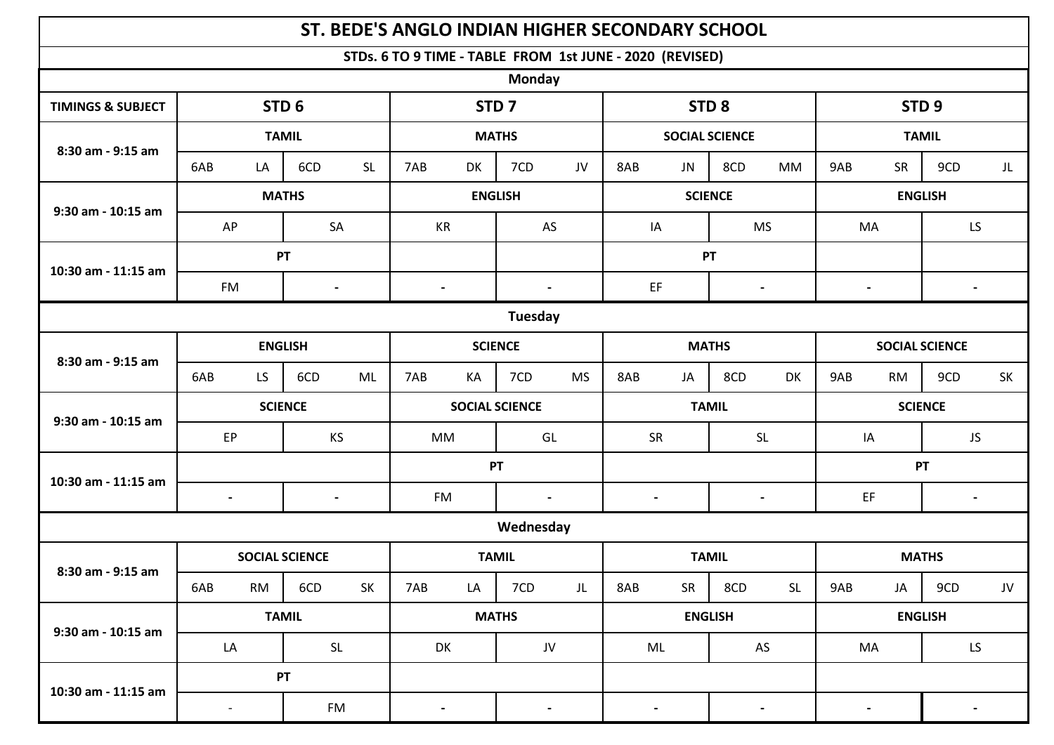# ST. BEDE'S ANGLO INDIAN HIGHER SECONDARY SCHOOL

## STDs. 6 TO 9 TIME - TABLE FROM 1st JUNE - 2020 (REVISED)

### Monday

| TIMINGS & SUBJECT | STD 6 | | | | STD 7 | | | | STD 8 | | | | STD 9 | | | |
|---|---|---|---|---|---|---|---|---|---|---|---|---|---|---|---|---|
| 8:30 am - 9:15 am | TAMIL | | | | MATHS | | | | SOCIAL SCIENCE | | | | TAMIL | | | |
| | 6AB | LA | 6CD | SL | 7AB | DK | 7CD | JV | 8AB | JN | 8CD | MM | 9AB | SR | 9CD | JL |
| 9:30 am - 10:15 am | MATHS | | | | ENGLISH | | | | SCIENCE | | | | ENGLISH | | | |
| | AP | | SA | | KR | | AS | | IA | | MS | | MA | | LS | |
| 10:30 am - 11:15 am | PT | | | | | | | | PT | | | | | | | |
| | FM | | - | | - | | - | | EF | | - | | - | | - | |

### Tuesday

| TIMINGS & SUBJECT | STD 6 | | | | STD 7 | | | | STD 8 | | | | STD 9 | | | |
|---|---|---|---|---|---|---|---|---|---|---|---|---|---|---|---|---|
| 8:30 am - 9:15 am | ENGLISH | | | | SCIENCE | | | | MATHS | | | | SOCIAL SCIENCE | | | |
| | 6AB | LS | 6CD | ML | 7AB | KA | 7CD | MS | 8AB | JA | 8CD | DK | 9AB | RM | 9CD | SK |
| 9:30 am - 10:15 am | SCIENCE | | | | SOCIAL SCIENCE | | | | TAMIL | | | | SCIENCE | | | |
| | EP | | KS | | MM | | GL | | SR | | SL | | IA | | JS | |
| 10:30 am - 11:15 am | | | | | PT | | | | | | | | PT | | | |
| | - | | - | | FM | | - | | - | | - | | EF | | - | |

### Wednesday

| TIMINGS & SUBJECT | STD 6 | | | | STD 7 | | | | STD 8 | | | | STD 9 | | | |
|---|---|---|---|---|---|---|---|---|---|---|---|---|---|---|---|---|
| 8:30 am - 9:15 am | SOCIAL SCIENCE | | | | TAMIL | | | | TAMIL | | | | MATHS | | | |
| | 6AB | RM | 6CD | SK | 7AB | LA | 7CD | JL | 8AB | SR | 8CD | SL | 9AB | JA | 9CD | JV |
| 9:30 am - 10:15 am | TAMIL | | | | MATHS | | | | ENGLISH | | | | ENGLISH | | | |
| | LA | | SL | | DK | | JV | | ML | | AS | | MA | | LS | |
| 10:30 am - 11:15 am | PT | | | | | | | | | | | | | | | |
| | - | | FM | | - | | - | | - | | - | | - | | - | |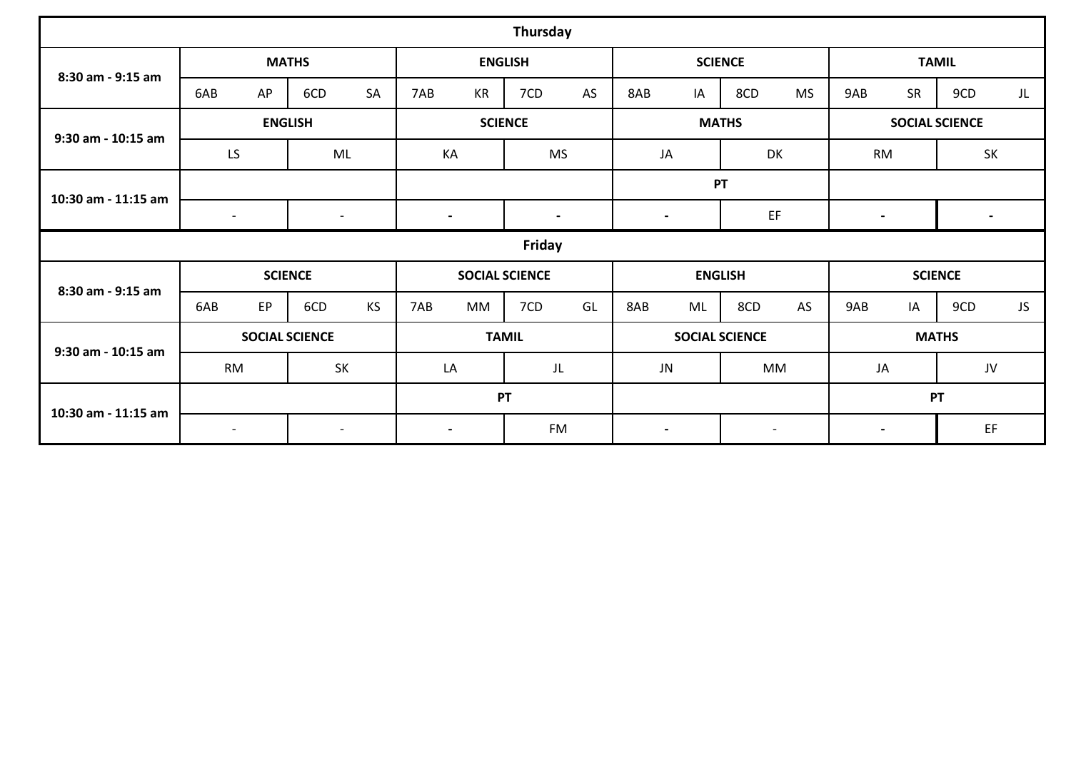| | | | | | | | | | | | | | | | | |
|---|---|---|---|---|---|---|---|---|---|---|---|---|---|---|---|---|
| **Thursday** | | | | | | | | | | | | | | | | |
| 8:30 am - 9:15 am | **MATHS** | | | | **ENGLISH** | | | | **SCIENCE** | | | | **TAMIL** | | | |
| | 6AB | AP | 6CD | SA | 7AB | KR | 7CD | AS | 8AB | IA | 8CD | MS | 9AB | SR | 9CD | JL |
| 9:30 am - 10:15 am | **ENGLISH** | | | | **SCIENCE** | | | | **MATHS** | | | | **SOCIAL SCIENCE** | | | |
| | LS | | ML | | KA | | MS | | JA | | DK | | RM | | SK | |
| 10:30 am - 11:15 am | | | | | | | | | **PT** | | | | | | | |
| | - | | - | | - | | - | | - | | EF | | - | | - | |
| **Friday** | | | | | | | | | | | | | | | | |
| 8:30 am - 9:15 am | **SCIENCE** | | | | **SOCIAL SCIENCE** | | | | **ENGLISH** | | | | **SCIENCE** | | | |
| | 6AB | EP | 6CD | KS | 7AB | MM | 7CD | GL | 8AB | ML | 8CD | AS | 9AB | IA | 9CD | JS |
| 9:30 am - 10:15 am | **SOCIAL SCIENCE** | | | | **TAMIL** | | | | **SOCIAL SCIENCE** | | | | **MATHS** | | | |
| | RM | | SK | | LA | | JL | | JN | | MM | | JA | | JV | |
| 10:30 am - 11:15 am | | | | | **PT** | | | | | | | | **PT** | | | |
| | - | | - | | - | | FM | | - | | - | | - | | EF | |